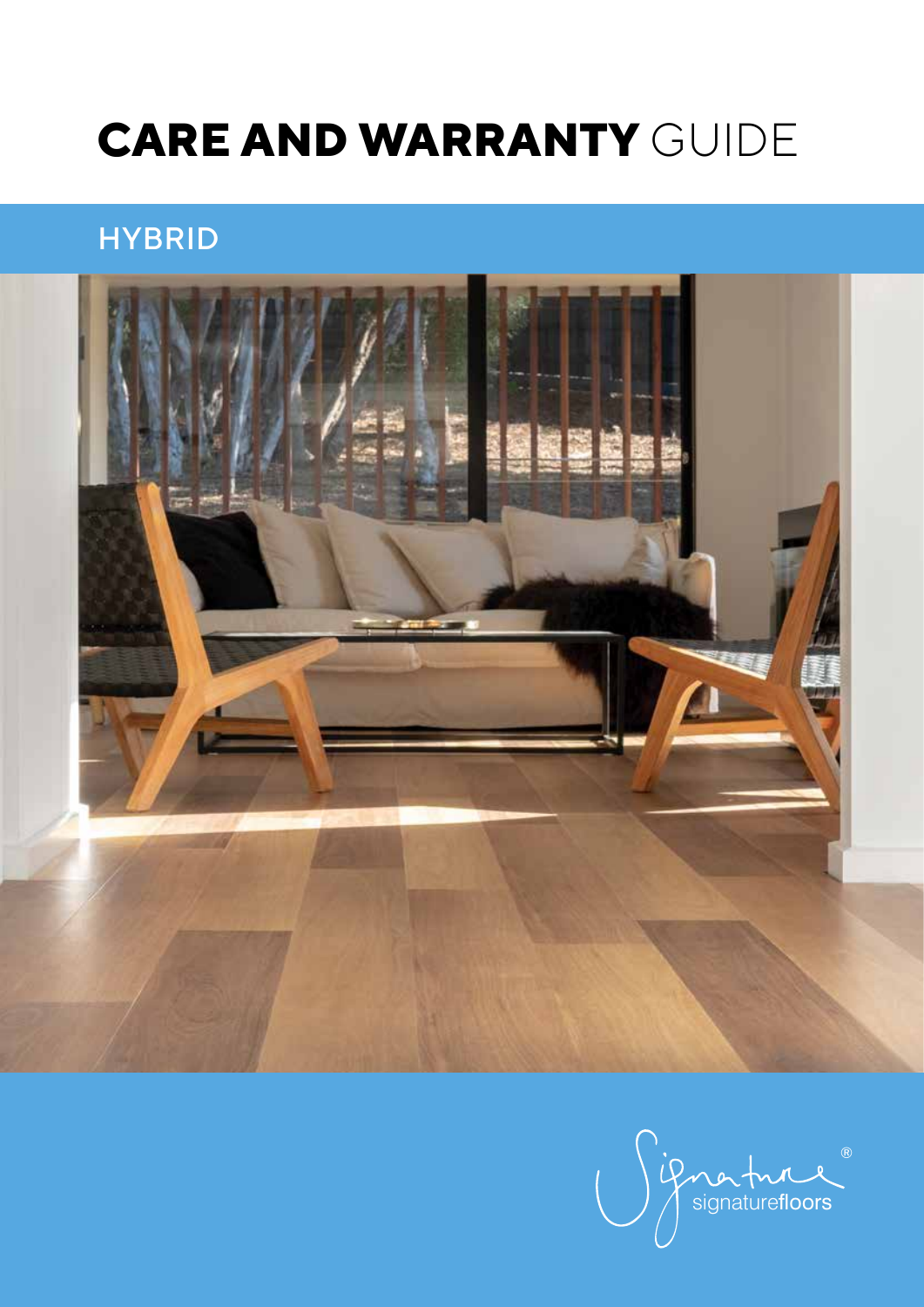# **CARE AND WARRANTY** GUIDE

## HYBRID

signaturefloors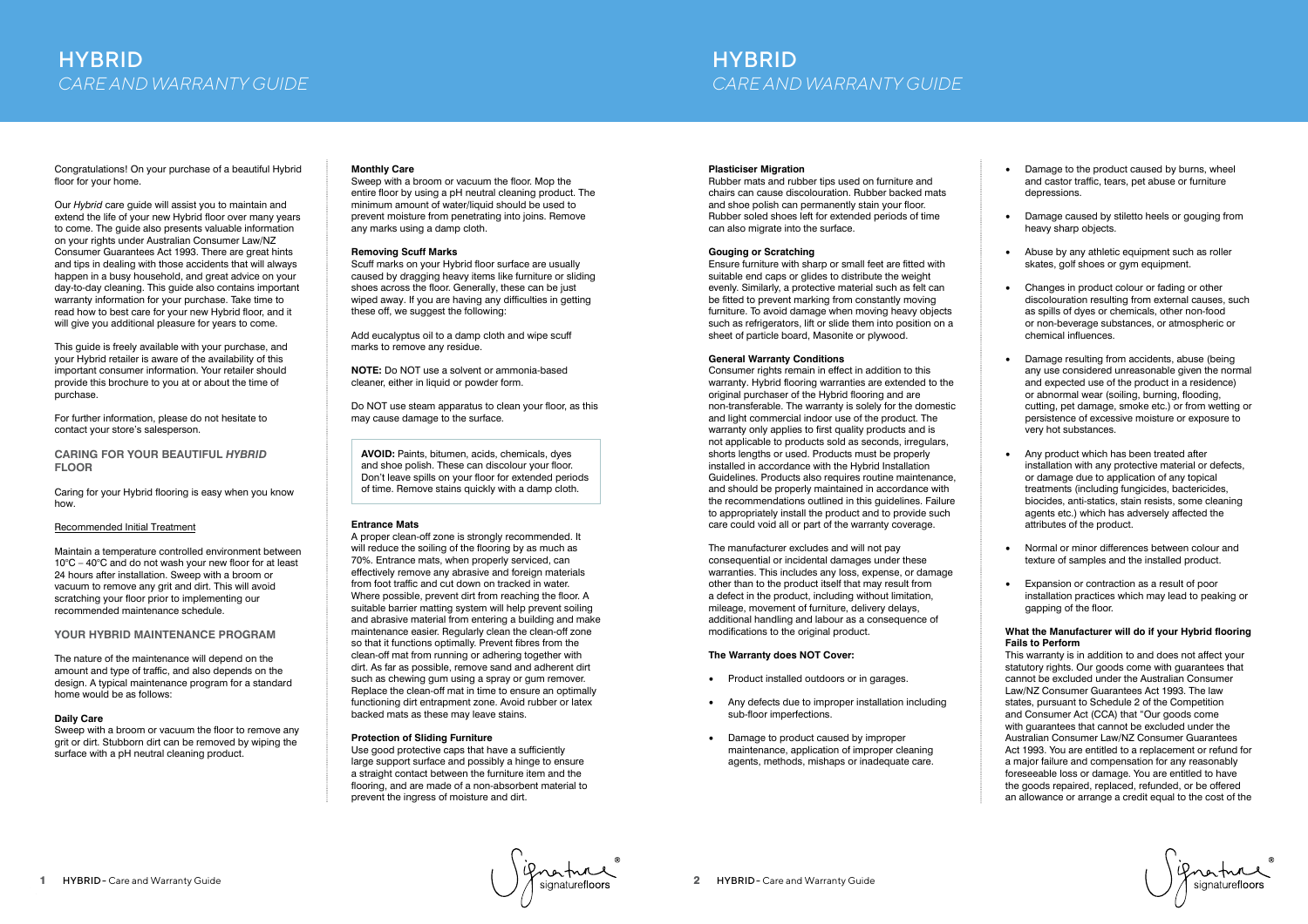# HYBRID

*CARE AND WARRANTY GUIDE*

Congratulations! On your purchase of a beautiful Hybrid floor for your home.

Our *Hybrid* care guide will assist you to maintain and extend the life of your new Hybrid floor over many years to come. The guide also presents valuable information on your rights under Australian Consumer Law/NZ Consumer Guarantees Act 1993. There are great hints and tips in dealing with those accidents that will always happen in a busy household, and great advice on your day-to-day cleaning. This guide also contains important warranty information for your purchase. Take time to read how to best care for your new Hybrid floor, and it will give you additional pleasure for years to come.

This guide is freely available with your purchase, and your Hybrid retailer is aware of the availability of this important consumer information. Your retailer should provide this brochure to you at or about the time of purchase.

For further information, please do not hesitate to contact your store's salesperson.

## CARING FOR YOUR BEAUTIFUL *HYBRID* FLOOR

Caring for your Hybrid flooring is easy when you know how.

Recommended Initial Treatment

Maintain a temperature controlled environment between 10°C – 40°C and do not wash your new floor for at least 24 hours after installation. Sweep with a broom or vacuum to remove any grit and dirt. This will avoid scratching your floor prior to implementing our recommended maintenance schedule.

## YOUR HYBRID MAINTENANCE PROGRAM

The nature of the maintenance will depend on the amount and type of traffic, and also depends on the design. A typical maintenance program for a standard home would be as follows:

### Daily Care

Sweep with a broom or vacuum the floor to remove any grit or dirt. Stubborn dirt can be removed by wiping the surface with a pH neutral cleaning product.

### Monthly Care

Sweep with a broom or vacuum the floor. Mop the entire floor by using a pH neutral cleaning product. The minimum amount of water/liquid should be used to prevent moisture from penetrating into joins. Remove any marks using a damp cloth.

### Removing Scuff Marks

Scuff marks on your Hybrid floor surface are usually caused by dragging heavy items like furniture or sliding shoes across the floor. Generally, these can be just wiped away. If you are having any difficulties in getting these off, we suggest the following:

Add eucalyptus oil to a damp cloth and wipe scuff marks to remove any residue.

**NOTE:** Do NOT use a solvent or ammonia-based cleaner, either in liquid or powder form.

Do NOT use steam apparatus to clean your floor, as this may cause damage to the surface.

**AVOID:** Paints, bitumen, acids, chemicals, dyes and shoe polish. These can discolour your floor. Don't leave spills on your floor for extended periods of time. Remove stains quickly with a damp cloth.

### Entrance Mats

A proper clean-off zone is strongly recommended. It will reduce the soiling of the flooring by as much as 70%. Entrance mats, when properly serviced, can effectively remove any abrasive and foreign materials from foot traffic and cut down on tracked in water. Where possible, prevent dirt from reaching the floor. A suitable barrier matting system will help prevent soiling and abrasive material from entering a building and make maintenance easier. Regularly clean the clean-off zone so that it functions optimally. Prevent fibres from the clean-off mat from running or adhering together with dirt. As far as possible, remove sand and adherent dirt such as chewing gum using a spray or gum remover. Replace the clean-off mat in time to ensure an optimally functioning dirt entrapment zone. Avoid rubber or latex backed mats as these may leave stains.

### Protection of Sliding Furniture

Use good protective caps that have a sufficiently large support surface and possibly a hinge to ensure a straight contact between the furniture item and the flooring, and are made of a non-absorbent material to prevent the ingress of moisture and dirt.

### Plasticiser Migration

Rubber mats and rubber tips used on furniture and chairs can cause discolouration. Rubber backed mats and shoe polish can permanently stain your floor. Rubber soled shoes left for extended periods of time can also migrate into the surface.

### Gouging or Scratching

Ensure furniture with sharp or small feet are fitted with suitable end caps or glides to distribute the weight evenly. Similarly, a protective material such as felt can be fitted to prevent marking from constantly moving furniture. To avoid damage when moving heavy objects such as refrigerators, lift or slide them into position on a sheet of particle board, Masonite or plywood.

### General Warranty Conditions

Consumer rights remain in effect in addition to this warranty. Hybrid flooring warranties are extended to the original purchaser of the Hybrid flooring and are non-transferable. The warranty is solely for the domestic and light commercial indoor use of the product. The warranty only applies to first quality products and is not applicable to products sold as seconds, irregulars, shorts lengths or used. Products must be properly installed in accordance with the Hybrid Installation Guidelines. Products also requires routine maintenance, and should be properly maintained in accordance with the recommendations outlined in this guidelines. Failure to appropriately install the product and to provide such care could void all or part of the warranty coverage.

The manufacturer excludes and will not pay consequential or incidental damages under these warranties. This includes any loss, expense, or damage other than to the product itself that may result from a defect in the product, including without limitation, mileage, movement of furniture, delivery delays, additional handling and labour as a consequence of modifications to the original product.

### The Warranty does NOT Cover:

- Product installed outdoors or in garages.
- Any defects due to improper installation including sub-floor imperfections.
- Damage to product caused by improper maintenance, application of improper cleaning agents, methods, mishaps or inadequate care.
- Damage to the product caused by burns, wheel and castor traffic, tears, pet abuse or furniture depressions.
- Damage caused by stiletto heels or gouging from heavy sharp objects.
- Abuse by any athletic equipment such as roller skates, golf shoes or gym equipment.
- Changes in product colour or fading or other discolouration resulting from external causes, such as spills of dyes or chemicals, other non-food or non-beverage substances, or atmospheric or chemical influences.
- Damage resulting from accidents, abuse (being any use considered unreasonable given the normal and expected use of the product in a residence) or abnormal wear (soiling, burning, flooding, cutting, pet damage, smoke etc.) or from wetting or persistence of excessive moisture or exposure to very hot substances.
- Any product which has been treated after installation with any protective material or defects, or damage due to application of any topical treatments (including fungicides, bactericides, biocides, anti-statics, stain resists, some cleaning agents etc.) which has adversely affected the attributes of the product.
- Normal or minor differences between colour and texture of samples and the installed product.
- Expansion or contraction as a result of poor installation practices which may lead to peaking or gapping of the floor.

### What the Manufacturer will do if your Hybrid flooring Fails to Perform

This warranty is in addition to and does not affect your statutory rights. Our goods come with guarantees that cannot be excluded under the Australian Consumer Law/NZ Consumer Guarantees Act 1993. The law states, pursuant to Schedule 2 of the Competition and Consumer Act (CCA) that "Our goods come with guarantees that cannot be excluded under the Australian Consumer Law/NZ Consumer Guarantees Act 1993. You are entitled to a replacement or refund for a major failure and compensation for any reasonably foreseeable loss or damage. You are entitled to have the goods repaired, replaced, refunded, or be offered an allowance or arrange a credit equal to the cost of the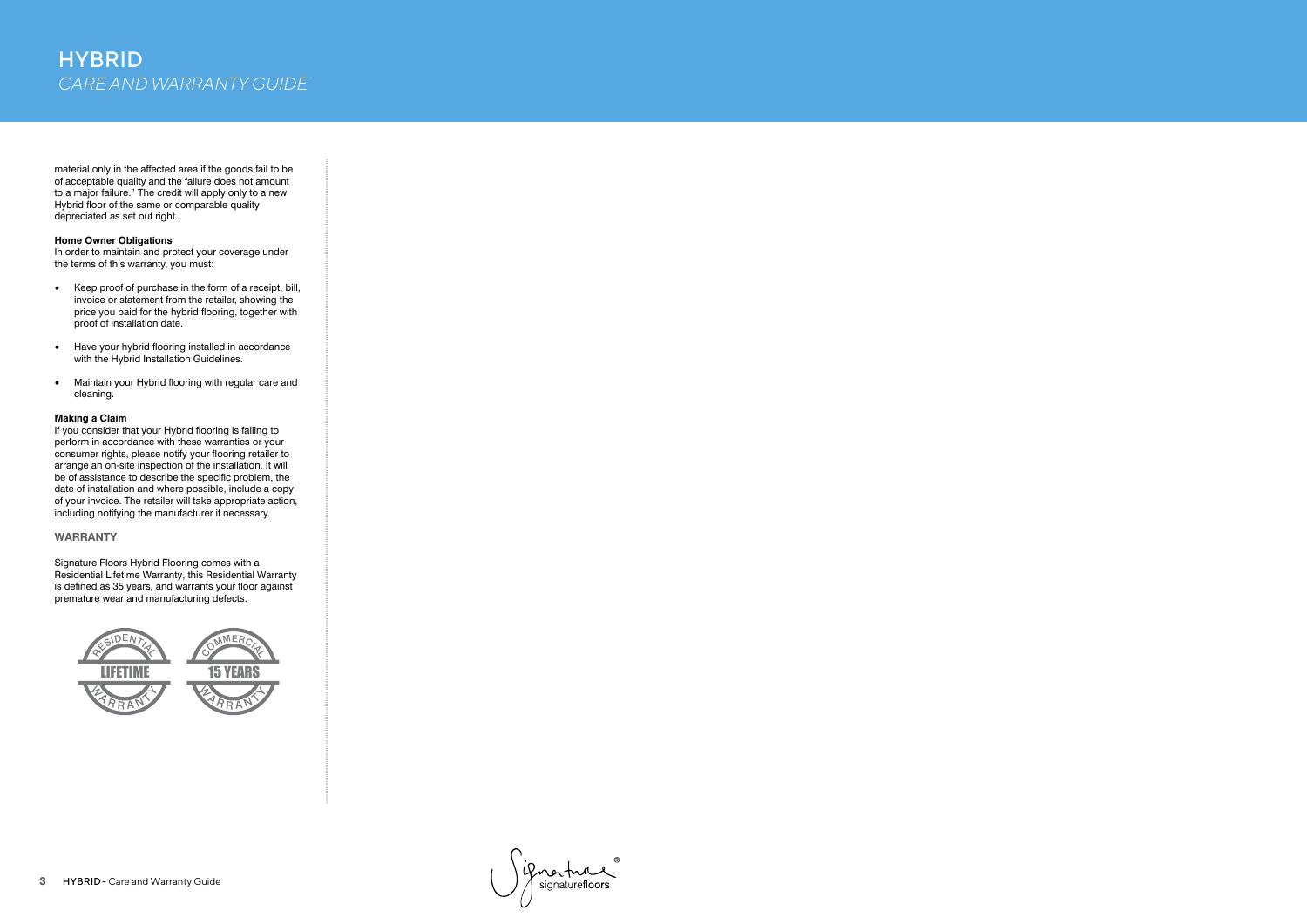material only in the affected area if the goods fail to be of acceptable quality and the failure does not amount to a major failure." The credit will apply only to a new Hybrid floor of the same or comparable quality depreciated as set out right.

**Home Owner Obligations**

In order to maintain and protect your coverage under the terms of this warranty, you must:

- Keep proof of purchase in the form of a receipt, bill, invoice or statement from the retailer, showing the price you paid for the hybrid flooring, together with proof of installation date.
- Have your hybrid flooring installed in accordance with the Hybrid Installation Guidelines.
- Maintain your Hybrid flooring with regular care and cleaning.

**Making a Claim**

If you consider that your Hybrid flooring is failing to perform in accordance with these warranties or your consumer rights, please notify your flooring retailer to arrange an on-site inspection of the installation. It will be of assistance to describe the specific problem, the date of installation and where possible, include a copy of your invoice. The retailer will take appropriate action, including notifying the manufacturer if necessary.

## WARRANTY

Signature Floors Hybrid Flooring comes with a Residential Lifetime Warranty, this Residential Warranty is defined as 35 years, and warrants your floor against premature wear and manufacturing defects.

RESIDENTIAL LIFETIME WARRANTY

COMMERCIAL 15 YEARS WARRANTY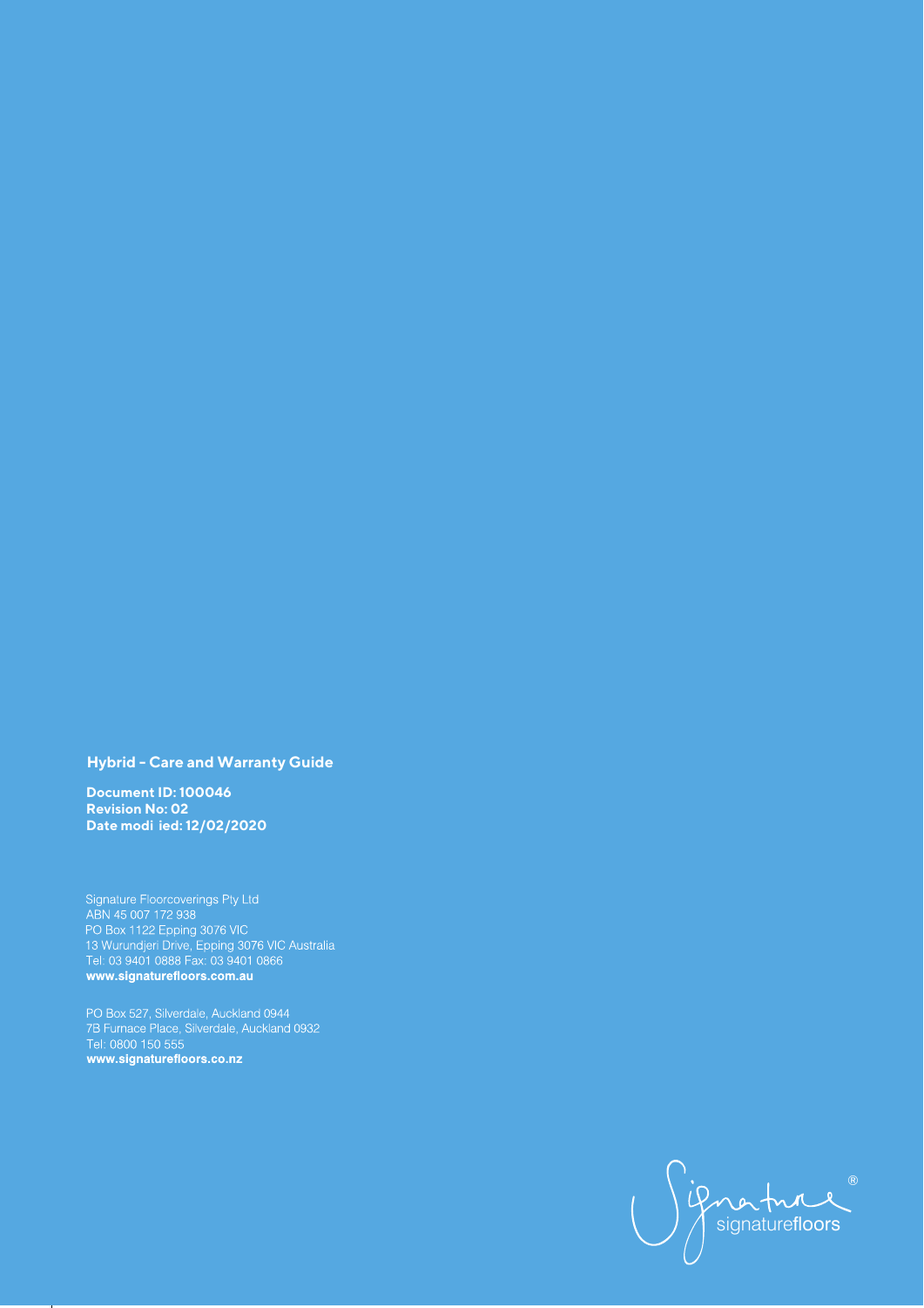**Hybrid - Care and Warranty Guide**

**Document ID: 100046**
**Revision No: 02**
**Date modi ied: 12/02/2020**

Signature Floorcoverings Pty Ltd
ABN 45 007 172 938
PO Box 1122 Epping 3076 VIC
13 Wurundjeri Drive, Epping 3076 VIC Australia
Tel: 03 9401 0888 Fax: 03 9401 0866
**www.signaturefloors.com.au**

PO Box 527, Silverdale, Auckland 0944
7B Furnace Place, Silverdale, Auckland 0932
Tel: 0800 150 555
**www.signaturefloors.co.nz**

signature**floors**®